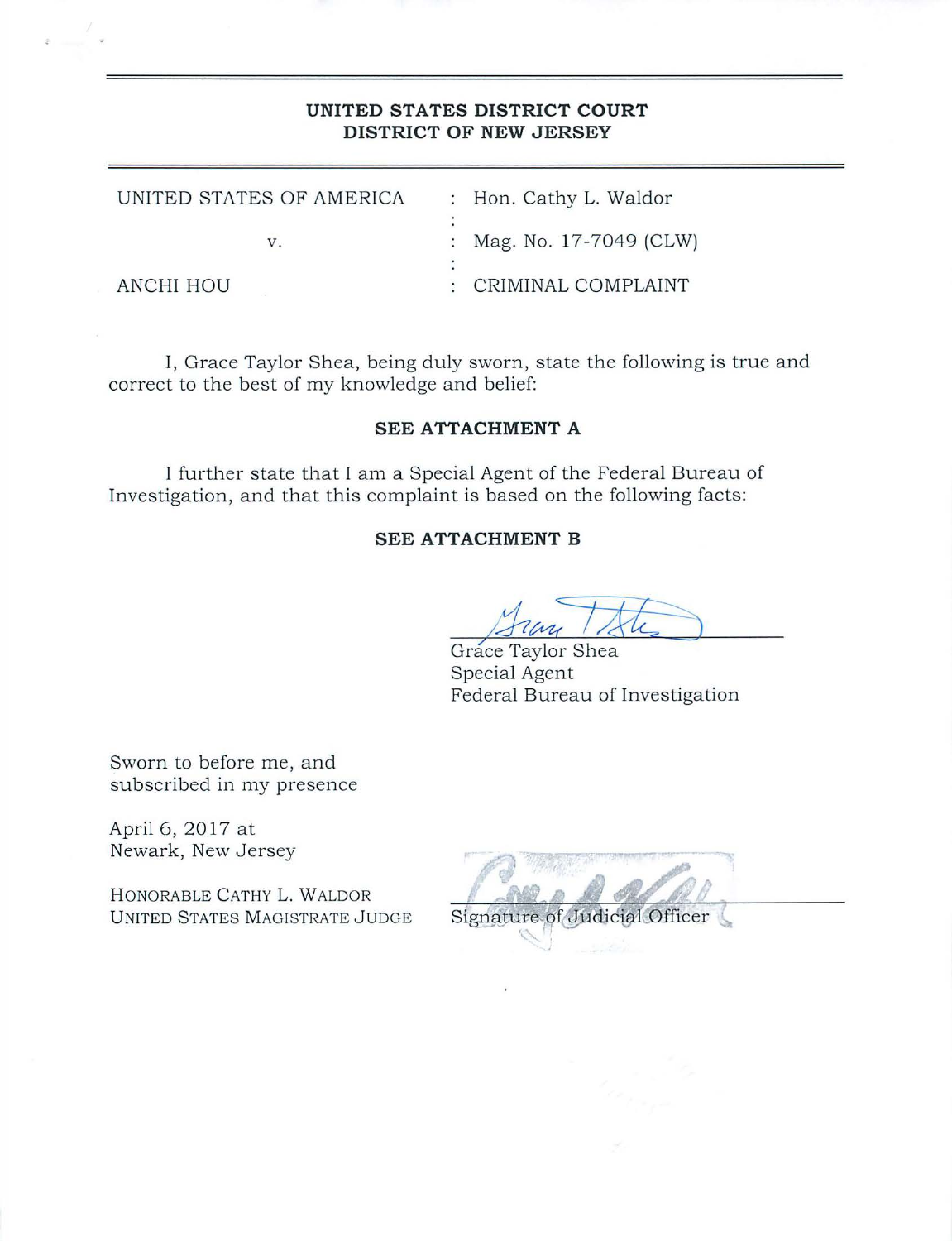**UNITED STATES DISTRICT COURT**
**DISTRICT OF NEW JERSEY**

| | | |
|---|---|---|
| UNITED STATES OF AMERICA | : | Hon. Cathy L. Waldor |
| v. | : | Mag. No. 17-7049 (CLW) |
| ANCHI HOU | : | CRIMINAL COMPLAINT |

I, Grace Taylor Shea, being duly sworn, state the following is true and correct to the best of my knowledge and belief:

**SEE ATTACHMENT A**

I further state that I am a Special Agent of the Federal Bureau of Investigation, and that this complaint is based on the following facts:

**SEE ATTACHMENT B**

Grace Taylor Shea
Special Agent
Federal Bureau of Investigation

Sworn to before me, and
subscribed in my presence

April 6, 2017 at
Newark, New Jersey

HONORABLE CATHY L. WALDOR
UNITED STATES MAGISTRATE JUDGE

Signature of Judicial Officer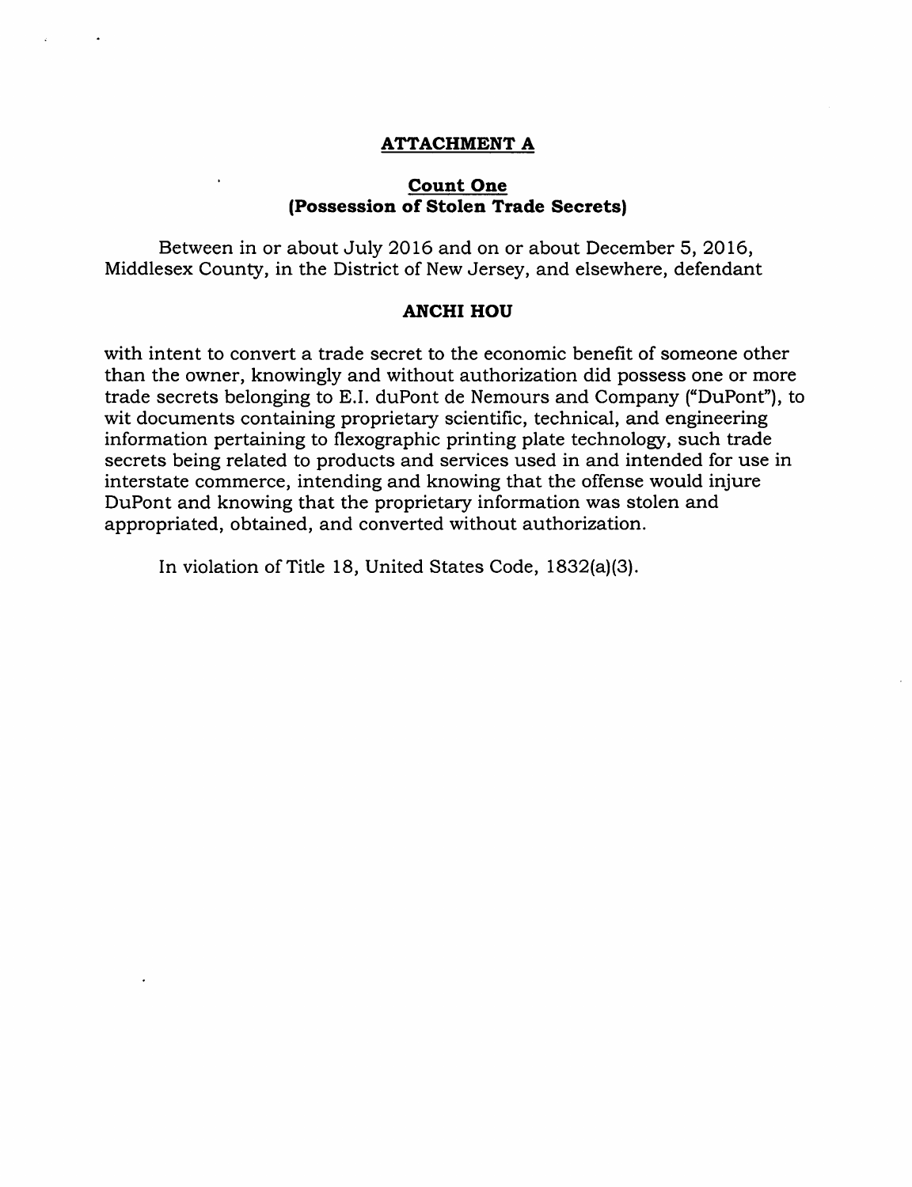## ATTACHMENT A

### Count One
### (Possession of Stolen Trade Secrets)

Between in or about July 2016 and on or about December 5, 2016, Middlesex County, in the District of New Jersey, and elsewhere, defendant

**ANCHI HOU**

with intent to convert a trade secret to the economic benefit of someone other than the owner, knowingly and without authorization did possess one or more trade secrets belonging to E.I. duPont de Nemours and Company ("DuPont"), to wit documents containing proprietary scientific, technical, and engineering information pertaining to flexographic printing plate technology, such trade secrets being related to products and services used in and intended for use in interstate commerce, intending and knowing that the offense would injure DuPont and knowing that the proprietary information was stolen and appropriated, obtained, and converted without authorization.

In violation of Title 18, United States Code, 1832(a)(3).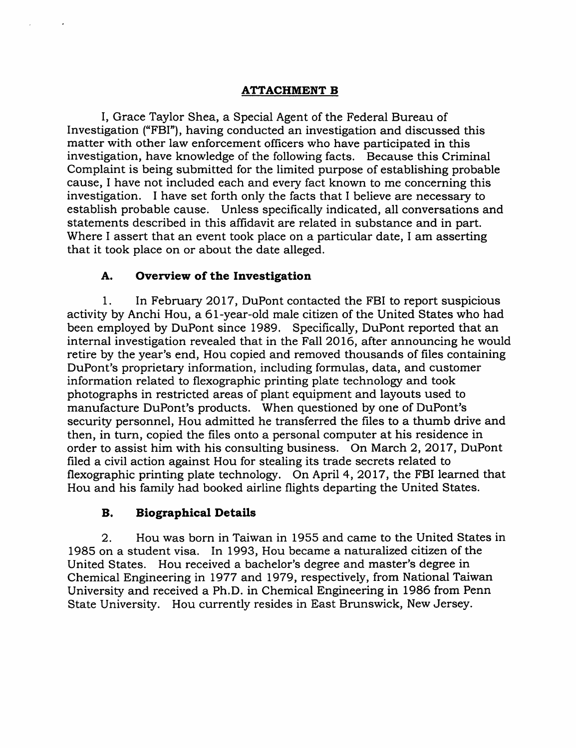## ATTACHMENT B

I, Grace Taylor Shea, a Special Agent of the Federal Bureau of Investigation ("FBI"), having conducted an investigation and discussed this matter with other law enforcement officers who have participated in this investigation, have knowledge of the following facts. Because this Criminal Complaint is being submitted for the limited purpose of establishing probable cause, I have not included each and every fact known to me concerning this investigation. I have set forth only the facts that I believe are necessary to establish probable cause. Unless specifically indicated, all conversations and statements described in this affidavit are related in substance and in part. Where I assert that an event took place on a particular date, I am asserting that it took place on or about the date alleged.

### A. Overview of the Investigation

1. In February 2017, DuPont contacted the FBI to report suspicious activity by Anchi Hou, a 61-year-old male citizen of the United States who had been employed by DuPont since 1989. Specifically, DuPont reported that an internal investigation revealed that in the Fall 2016, after announcing he would retire by the year's end, Hou copied and removed thousands of files containing DuPont's proprietary information, including formulas, data, and customer information related to flexographic printing plate technology and took photographs in restricted areas of plant equipment and layouts used to manufacture DuPont's products. When questioned by one of DuPont's security personnel, Hou admitted he transferred the files to a thumb drive and then, in turn, copied the files onto a personal computer at his residence in order to assist him with his consulting business. On March 2, 2017, DuPont filed a civil action against Hou for stealing its trade secrets related to flexographic printing plate technology. On April 4, 2017, the FBI learned that Hou and his family had booked airline flights departing the United States.

### B. Biographical Details

2. Hou was born in Taiwan in 1955 and came to the United States in 1985 on a student visa. In 1993, Hou became a naturalized citizen of the United States. Hou received a bachelor's degree and master's degree in Chemical Engineering in 1977 and 1979, respectively, from National Taiwan University and received a Ph.D. in Chemical Engineering in 1986 from Penn State University. Hou currently resides in East Brunswick, New Jersey.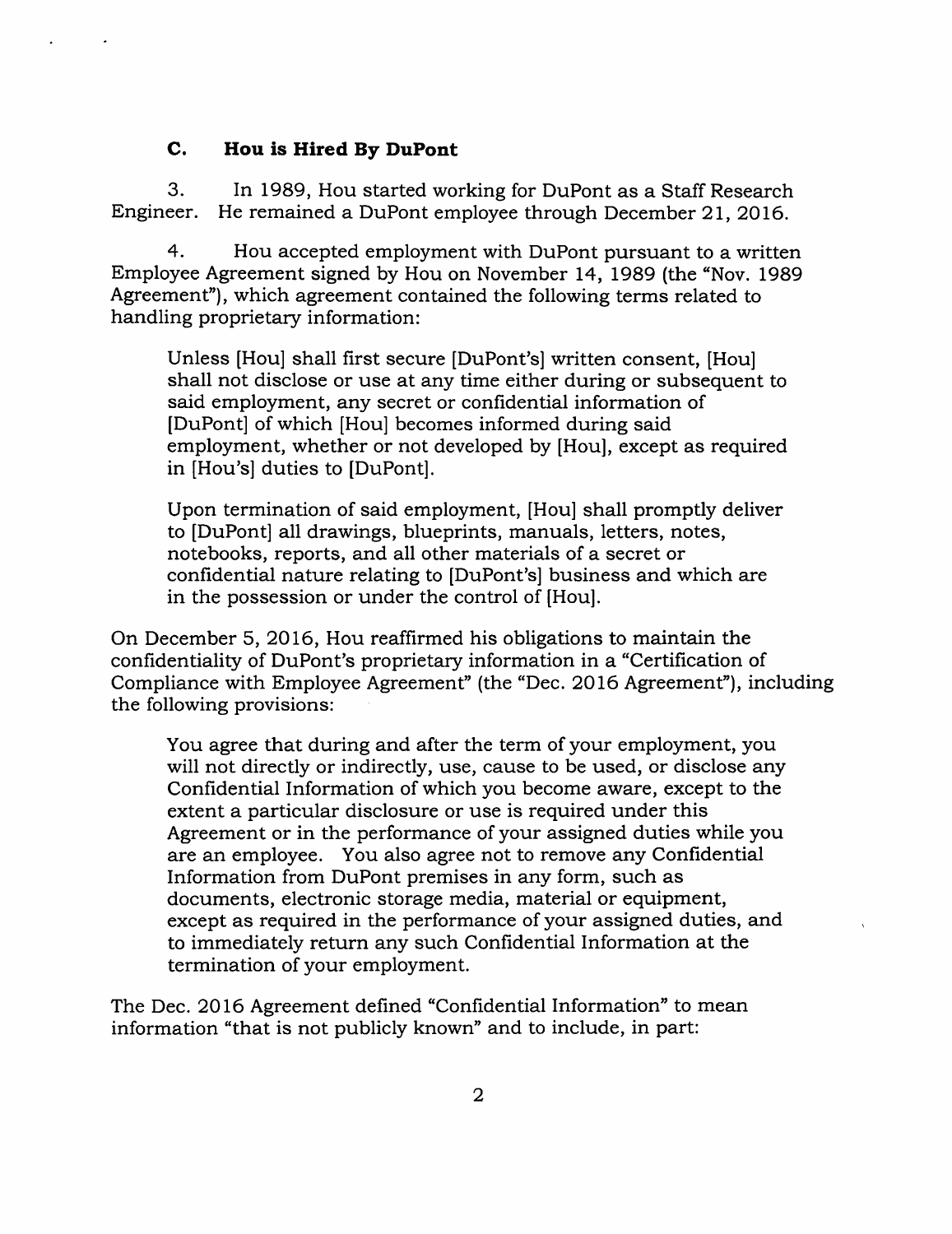### C. Hou is Hired By DuPont

3. In 1989, Hou started working for DuPont as a Staff Research Engineer. He remained a DuPont employee through December 21, 2016.

4. Hou accepted employment with DuPont pursuant to a written Employee Agreement signed by Hou on November 14, 1989 (the "Nov. 1989 Agreement"), which agreement contained the following terms related to handling proprietary information:

> Unless [Hou] shall first secure [DuPont's] written consent, [Hou] shall not disclose or use at any time either during or subsequent to said employment, any secret or confidential information of [DuPont] of which [Hou] becomes informed during said employment, whether or not developed by [Hou], except as required in [Hou's] duties to [DuPont].
>
> Upon termination of said employment, [Hou] shall promptly deliver to [DuPont] all drawings, blueprints, manuals, letters, notes, notebooks, reports, and all other materials of a secret or confidential nature relating to [DuPont's] business and which are in the possession or under the control of [Hou].

On December 5, 2016, Hou reaffirmed his obligations to maintain the confidentiality of DuPont's proprietary information in a "Certification of Compliance with Employee Agreement" (the "Dec. 2016 Agreement"), including the following provisions:

> You agree that during and after the term of your employment, you will not directly or indirectly, use, cause to be used, or disclose any Confidential Information of which you become aware, except to the extent a particular disclosure or use is required under this Agreement or in the performance of your assigned duties while you are an employee. You also agree not to remove any Confidential Information from DuPont premises in any form, such as documents, electronic storage media, material or equipment, except as required in the performance of your assigned duties, and to immediately return any such Confidential Information at the termination of your employment.

The Dec. 2016 Agreement defined "Confidential Information" to mean information "that is not publicly known" and to include, in part: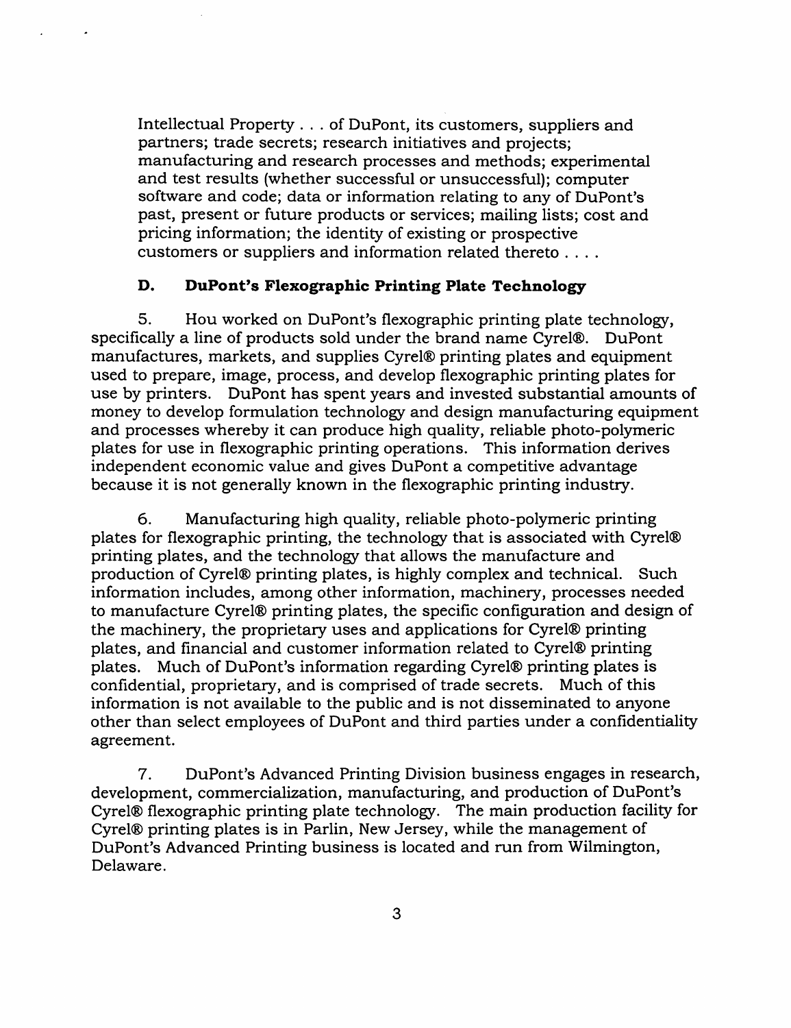> Intellectual Property . . . of DuPont, its customers, suppliers and partners; trade secrets; research initiatives and projects; manufacturing and research processes and methods; experimental and test results (whether successful or unsuccessful); computer software and code; data or information relating to any of DuPont's past, present or future products or services; mailing lists; cost and pricing information; the identity of existing or prospective customers or suppliers and information related thereto . . . .

### D. DuPont's Flexographic Printing Plate Technology

5. Hou worked on DuPont's flexographic printing plate technology, specifically a line of products sold under the brand name Cyrel®. DuPont manufactures, markets, and supplies Cyrel® printing plates and equipment used to prepare, image, process, and develop flexographic printing plates for use by printers. DuPont has spent years and invested substantial amounts of money to develop formulation technology and design manufacturing equipment and processes whereby it can produce high quality, reliable photo-polymeric plates for use in flexographic printing operations. This information derives independent economic value and gives DuPont a competitive advantage because it is not generally known in the flexographic printing industry.

6. Manufacturing high quality, reliable photo-polymeric printing plates for flexographic printing, the technology that is associated with Cyrel® printing plates, and the technology that allows the manufacture and production of Cyrel® printing plates, is highly complex and technical. Such information includes, among other information, machinery, processes needed to manufacture Cyrel® printing plates, the specific configuration and design of the machinery, the proprietary uses and applications for Cyrel® printing plates, and financial and customer information related to Cyrel® printing plates. Much of DuPont's information regarding Cyrel® printing plates is confidential, proprietary, and is comprised of trade secrets. Much of this information is not available to the public and is not disseminated to anyone other than select employees of DuPont and third parties under a confidentiality agreement.

7. DuPont's Advanced Printing Division business engages in research, development, commercialization, manufacturing, and production of DuPont's Cyrel® flexographic printing plate technology. The main production facility for Cyrel® printing plates is in Parlin, New Jersey, while the management of DuPont's Advanced Printing business is located and run from Wilmington, Delaware.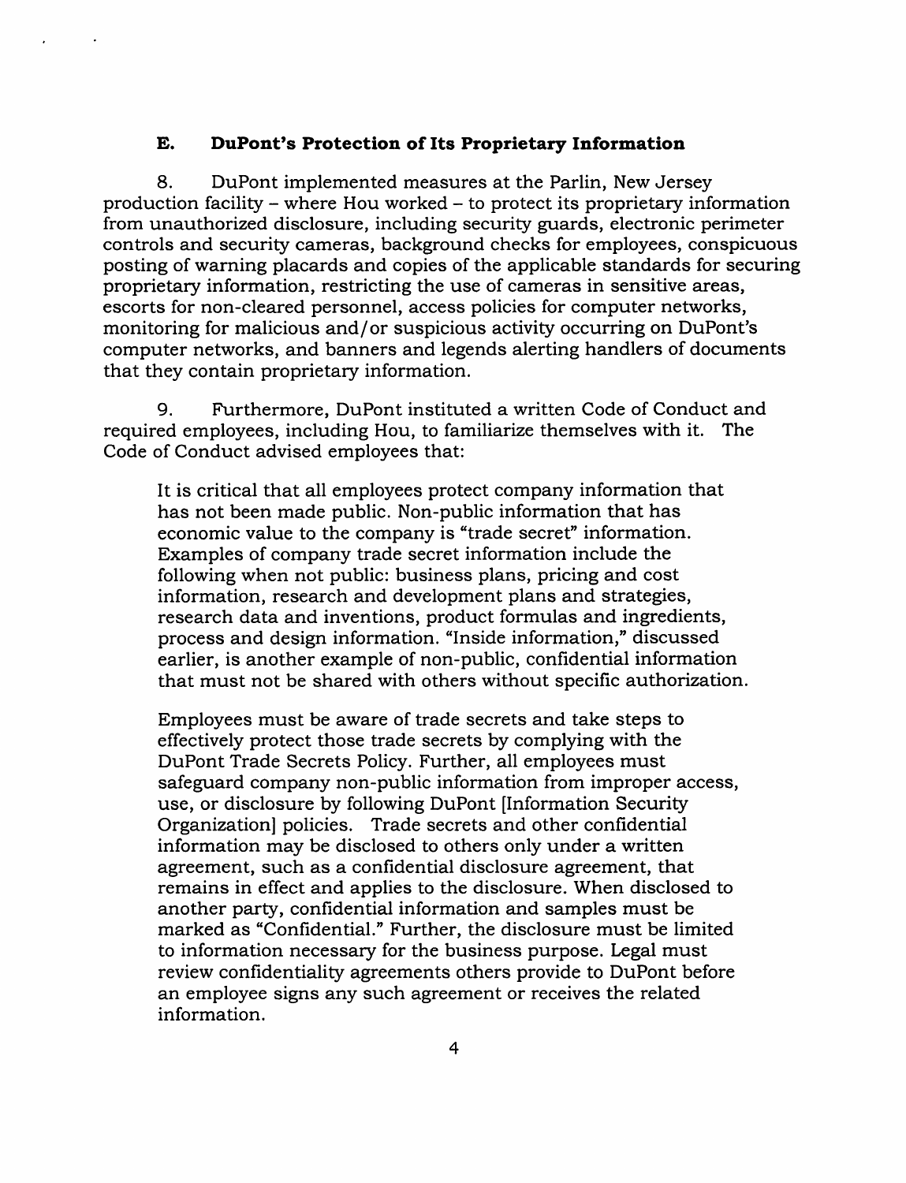### E. DuPont's Protection of Its Proprietary Information

8. DuPont implemented measures at the Parlin, New Jersey production facility – where Hou worked – to protect its proprietary information from unauthorized disclosure, including security guards, electronic perimeter controls and security cameras, background checks for employees, conspicuous posting of warning placards and copies of the applicable standards for securing proprietary information, restricting the use of cameras in sensitive areas, escorts for non-cleared personnel, access policies for computer networks, monitoring for malicious and/or suspicious activity occurring on DuPont's computer networks, and banners and legends alerting handlers of documents that they contain proprietary information.

9. Furthermore, DuPont instituted a written Code of Conduct and required employees, including Hou, to familiarize themselves with it. The Code of Conduct advised employees that:

> It is critical that all employees protect company information that has not been made public. Non-public information that has economic value to the company is "trade secret" information. Examples of company trade secret information include the following when not public: business plans, pricing and cost information, research and development plans and strategies, research data and inventions, product formulas and ingredients, process and design information. "Inside information," discussed earlier, is another example of non-public, confidential information that must not be shared with others without specific authorization.
>
> Employees must be aware of trade secrets and take steps to effectively protect those trade secrets by complying with the DuPont Trade Secrets Policy. Further, all employees must safeguard company non-public information from improper access, use, or disclosure by following DuPont [Information Security Organization] policies. Trade secrets and other confidential information may be disclosed to others only under a written agreement, such as a confidential disclosure agreement, that remains in effect and applies to the disclosure. When disclosed to another party, confidential information and samples must be marked as "Confidential." Further, the disclosure must be limited to information necessary for the business purpose. Legal must review confidentiality agreements others provide to DuPont before an employee signs any such agreement or receives the related information.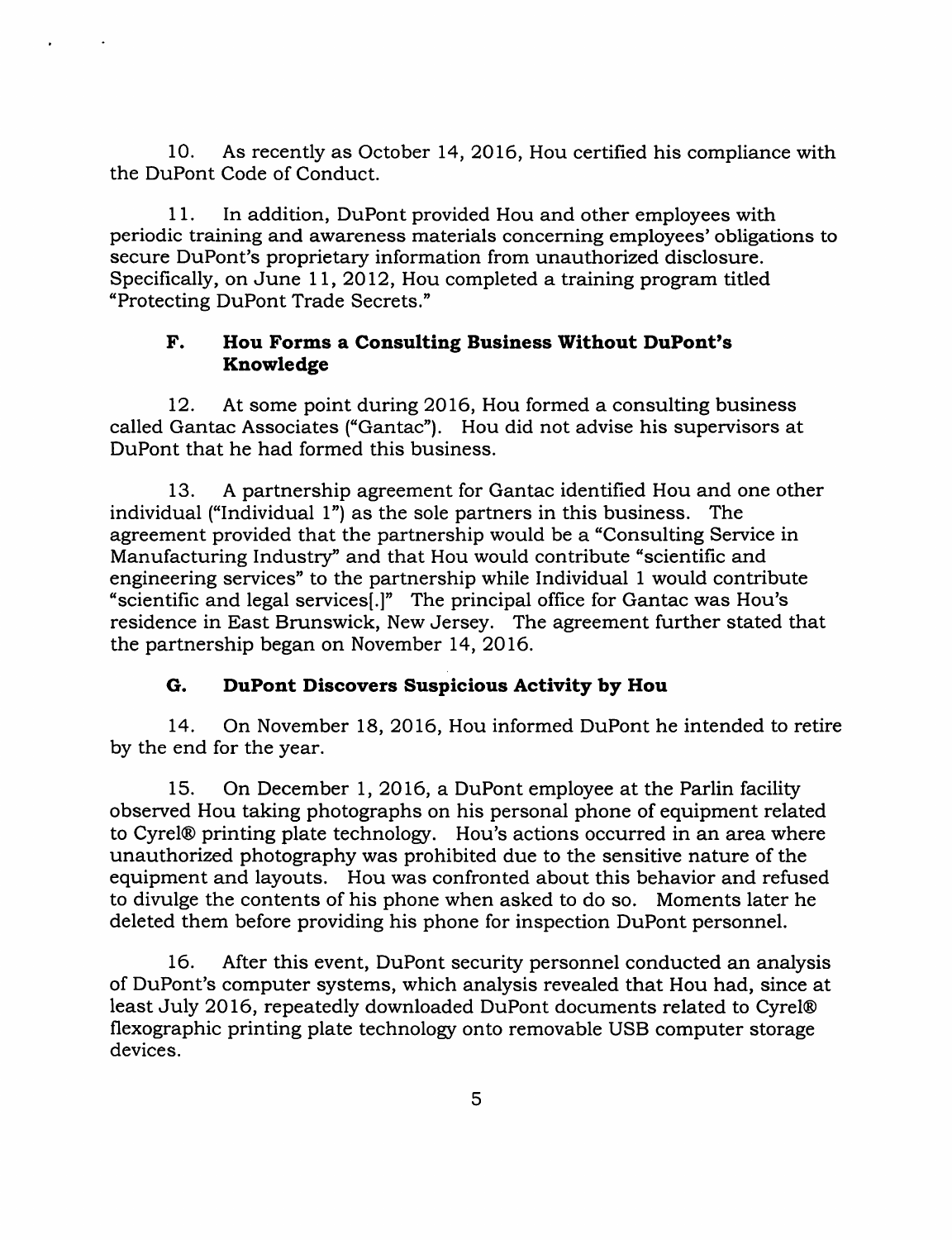10. As recently as October 14, 2016, Hou certified his compliance with the DuPont Code of Conduct.

11. In addition, DuPont provided Hou and other employees with periodic training and awareness materials concerning employees' obligations to secure DuPont's proprietary information from unauthorized disclosure. Specifically, on June 11, 2012, Hou completed a training program titled "Protecting DuPont Trade Secrets."

### F. Hou Forms a Consulting Business Without DuPont's Knowledge

12. At some point during 2016, Hou formed a consulting business called Gantac Associates ("Gantac"). Hou did not advise his supervisors at DuPont that he had formed this business.

13. A partnership agreement for Gantac identified Hou and one other individual ("Individual 1") as the sole partners in this business. The agreement provided that the partnership would be a "Consulting Service in Manufacturing Industry" and that Hou would contribute "scientific and engineering services" to the partnership while Individual 1 would contribute "scientific and legal services[.]" The principal office for Gantac was Hou's residence in East Brunswick, New Jersey. The agreement further stated that the partnership began on November 14, 2016.

### G. DuPont Discovers Suspicious Activity by Hou

14. On November 18, 2016, Hou informed DuPont he intended to retire by the end for the year.

15. On December 1, 2016, a DuPont employee at the Parlin facility observed Hou taking photographs on his personal phone of equipment related to Cyrel® printing plate technology. Hou's actions occurred in an area where unauthorized photography was prohibited due to the sensitive nature of the equipment and layouts. Hou was confronted about this behavior and refused to divulge the contents of his phone when asked to do so. Moments later he deleted them before providing his phone for inspection DuPont personnel.

16. After this event, DuPont security personnel conducted an analysis of DuPont's computer systems, which analysis revealed that Hou had, since at least July 2016, repeatedly downloaded DuPont documents related to Cyrel® flexographic printing plate technology onto removable USB computer storage devices.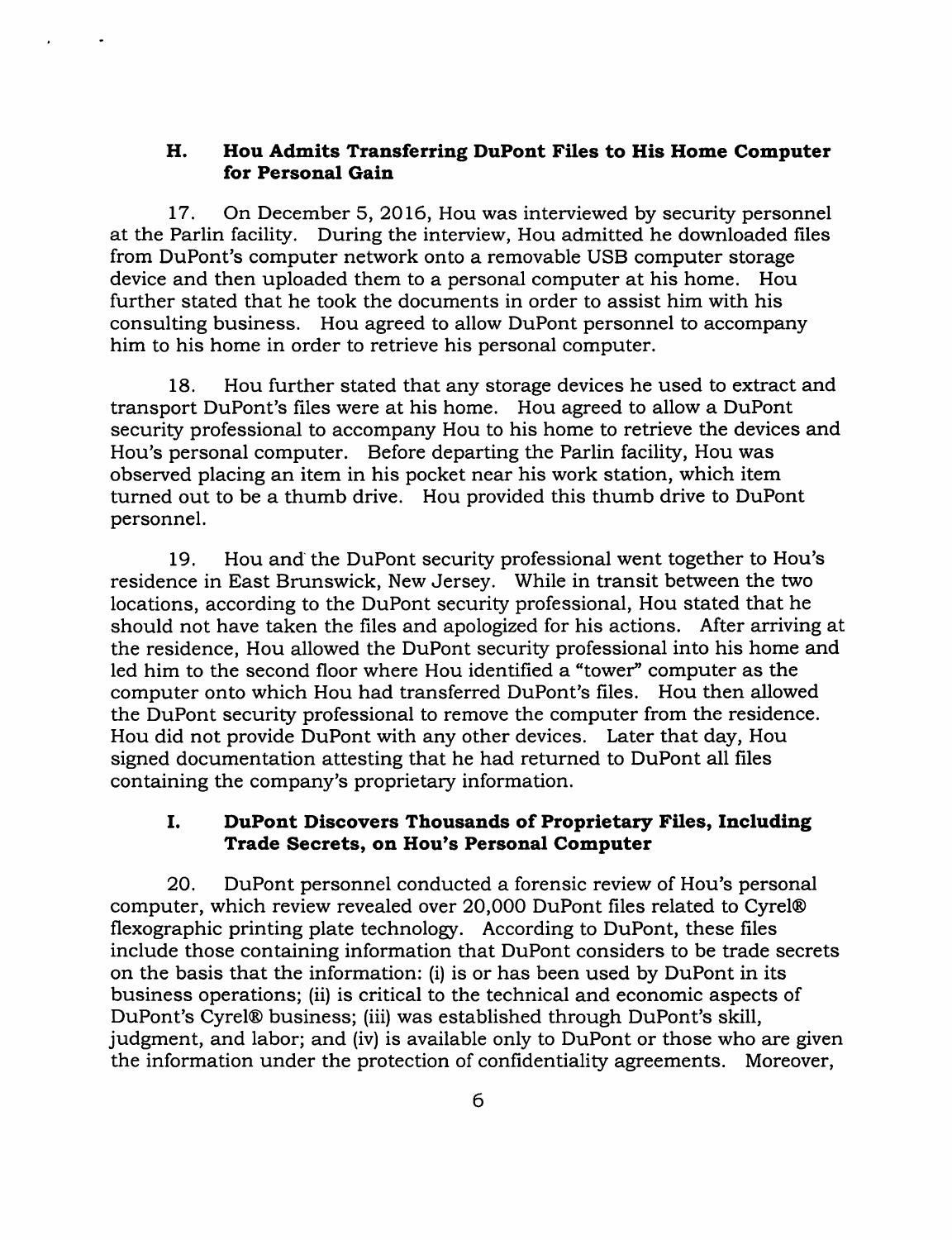### H. Hou Admits Transferring DuPont Files to His Home Computer for Personal Gain

17. On December 5, 2016, Hou was interviewed by security personnel at the Parlin facility. During the interview, Hou admitted he downloaded files from DuPont's computer network onto a removable USB computer storage device and then uploaded them to a personal computer at his home. Hou further stated that he took the documents in order to assist him with his consulting business. Hou agreed to allow DuPont personnel to accompany him to his home in order to retrieve his personal computer.

18. Hou further stated that any storage devices he used to extract and transport DuPont's files were at his home. Hou agreed to allow a DuPont security professional to accompany Hou to his home to retrieve the devices and Hou's personal computer. Before departing the Parlin facility, Hou was observed placing an item in his pocket near his work station, which item turned out to be a thumb drive. Hou provided this thumb drive to DuPont personnel.

19. Hou and the DuPont security professional went together to Hou's residence in East Brunswick, New Jersey. While in transit between the two locations, according to the DuPont security professional, Hou stated that he should not have taken the files and apologized for his actions. After arriving at the residence, Hou allowed the DuPont security professional into his home and led him to the second floor where Hou identified a "tower" computer as the computer onto which Hou had transferred DuPont's files. Hou then allowed the DuPont security professional to remove the computer from the residence. Hou did not provide DuPont with any other devices. Later that day, Hou signed documentation attesting that he had returned to DuPont all files containing the company's proprietary information.

### I. DuPont Discovers Thousands of Proprietary Files, Including Trade Secrets, on Hou's Personal Computer

20. DuPont personnel conducted a forensic review of Hou's personal computer, which review revealed over 20,000 DuPont files related to Cyrel® flexographic printing plate technology. According to DuPont, these files include those containing information that DuPont considers to be trade secrets on the basis that the information: (i) is or has been used by DuPont in its business operations; (ii) is critical to the technical and economic aspects of DuPont's Cyrel® business; (iii) was established through DuPont's skill, judgment, and labor; and (iv) is available only to DuPont or those who are given the information under the protection of confidentiality agreements. Moreover,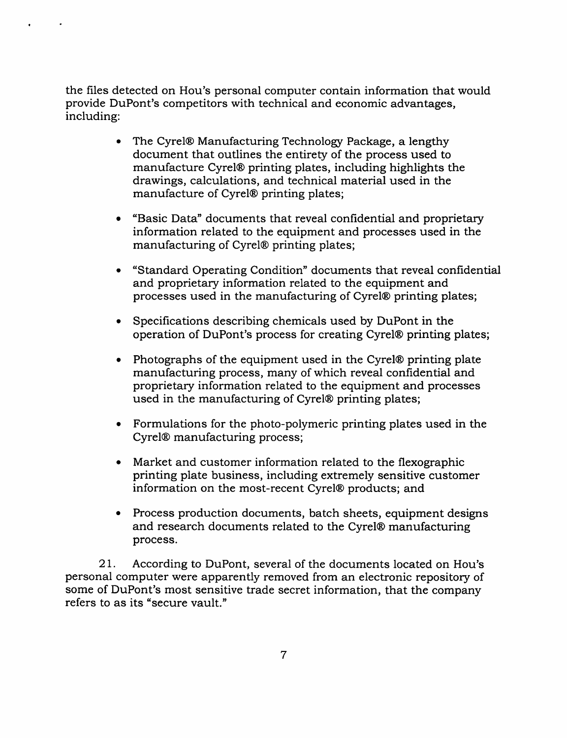the files detected on Hou's personal computer contain information that would provide DuPont's competitors with technical and economic advantages, including:

- The Cyrel® Manufacturing Technology Package, a lengthy document that outlines the entirety of the process used to manufacture Cyrel® printing plates, including highlights the drawings, calculations, and technical material used in the manufacture of Cyrel® printing plates;

- "Basic Data" documents that reveal confidential and proprietary information related to the equipment and processes used in the manufacturing of Cyrel® printing plates;

- "Standard Operating Condition" documents that reveal confidential and proprietary information related to the equipment and processes used in the manufacturing of Cyrel® printing plates;

- Specifications describing chemicals used by DuPont in the operation of DuPont's process for creating Cyrel® printing plates;

- Photographs of the equipment used in the Cyrel® printing plate manufacturing process, many of which reveal confidential and proprietary information related to the equipment and processes used in the manufacturing of Cyrel® printing plates;

- Formulations for the photo-polymeric printing plates used in the Cyrel® manufacturing process;

- Market and customer information related to the flexographic printing plate business, including extremely sensitive customer information on the most-recent Cyrel® products; and

- Process production documents, batch sheets, equipment designs and research documents related to the Cyrel® manufacturing process.

21. According to DuPont, several of the documents located on Hou's personal computer were apparently removed from an electronic repository of some of DuPont's most sensitive trade secret information, that the company refers to as its "secure vault."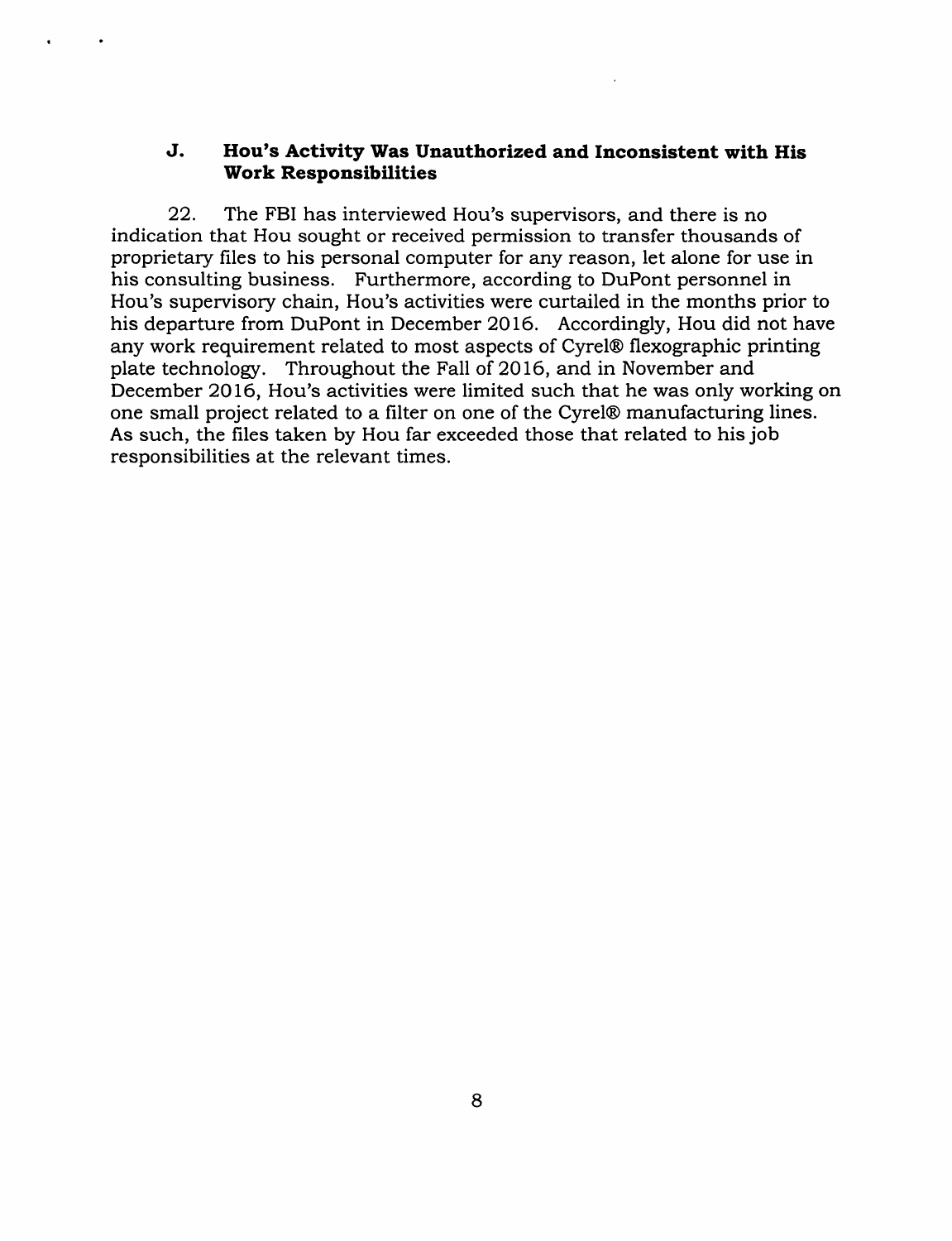### J. Hou's Activity Was Unauthorized and Inconsistent with His Work Responsibilities

22. The FBI has interviewed Hou's supervisors, and there is no indication that Hou sought or received permission to transfer thousands of proprietary files to his personal computer for any reason, let alone for use in his consulting business. Furthermore, according to DuPont personnel in Hou's supervisory chain, Hou's activities were curtailed in the months prior to his departure from DuPont in December 2016. Accordingly, Hou did not have any work requirement related to most aspects of Cyrel® flexographic printing plate technology. Throughout the Fall of 2016, and in November and December 2016, Hou's activities were limited such that he was only working on one small project related to a filter on one of the Cyrel® manufacturing lines. As such, the files taken by Hou far exceeded those that related to his job responsibilities at the relevant times.